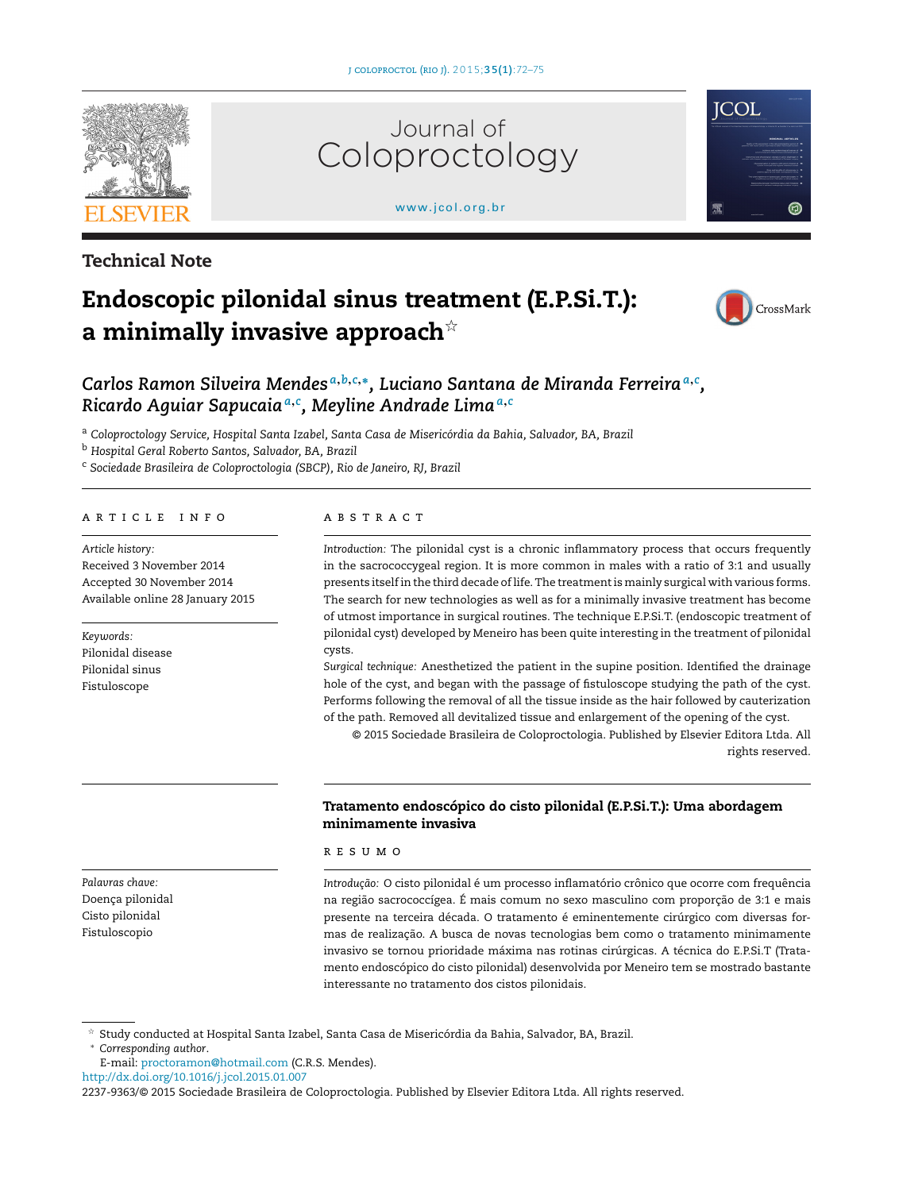Technical Note

# Endoscopic pilonidal sinus treatment (E.P.Si.T.): a minimally invasive approach☆

*Carlos Ramon Silveira Mendes*[a,b,c,*], *Luciano Santana de Miranda Ferreira*[a,c], *Ricardo Aguiar Sapucaia*[a,c], *Meyline Andrade Lima*[a,c]

[a] *Coloproctology Service, Hospital Santa Izabel, Santa Casa de Misericórdia da Bahia, Salvador, BA, Brazil*
[b] *Hospital Geral Roberto Santos, Salvador, BA, Brazil*
[c] *Sociedade Brasileira de Coloproctologia (SBCP), Rio de Janeiro, RJ, Brazil*

## ARTICLE INFO

*Article history:*
Received 3 November 2014
Accepted 30 November 2014
Available online 28 January 2015

*Keywords:*
Pilonidal disease
Pilonidal sinus
Fistuloscope

## ABSTRACT

*Introduction:* The pilonidal cyst is a chronic inflammatory process that occurs frequently in the sacrococcygeal region. It is more common in males with a ratio of 3:1 and usually presents itself in the third decade of life. The treatment is mainly surgical with various forms. The search for new technologies as well as for a minimally invasive treatment has become of utmost importance in surgical routines. The technique E.P.Si.T. (endoscopic treatment of pilonidal cyst) developed by Meneiro has been quite interesting in the treatment of pilonidal cysts.

*Surgical technique:* Anesthetized the patient in the supine position. Identified the drainage hole of the cyst, and began with the passage of fistuloscope studying the path of the cyst. Performs following the removal of all the tissue inside as the hair followed by cauterization of the path. Removed all devitalized tissue and enlargement of the opening of the cyst.

© 2015 Sociedade Brasileira de Coloproctologia. Published by Elsevier Editora Ltda. All rights reserved.

### Tratamento endoscópico do cisto pilonidal (E.P.Si.T.): Uma abordagem minimamente invasiva

*Palavras chave:*
Doença pilonidal
Cisto pilonidal
Fistuloscopio

## RESUMO

*Introdução:* O cisto pilonidal é um processo inflamatório crônico que ocorre com frequência na região sacrococcígea. É mais comum no sexo masculino com proporção de 3:1 e mais presente na terceira década. O tratamento é eminentemente cirúrgico com diversas formas de realização. A busca de novas tecnologias bem como o tratamento minimamente invasivo se tornou prioridade máxima nas rotinas cirúrgicas. A técnica do E.P.Si.T (Tratamento endoscópico do cisto pilonidal) desenvolvida por Meneiro tem se mostrado bastante interessante no tratamento dos cistos pilonidais.

---

☆ Study conducted at Hospital Santa Izabel, Santa Casa de Misericórdia da Bahia, Salvador, BA, Brazil.
\* *Corresponding author.*
E-mail: proctoramon@hotmail.com (C.R.S. Mendes).
http://dx.doi.org/10.1016/j.jcol.2015.01.007
2237-9363/© 2015 Sociedade Brasileira de Coloproctologia. Published by Elsevier Editora Ltda. All rights reserved.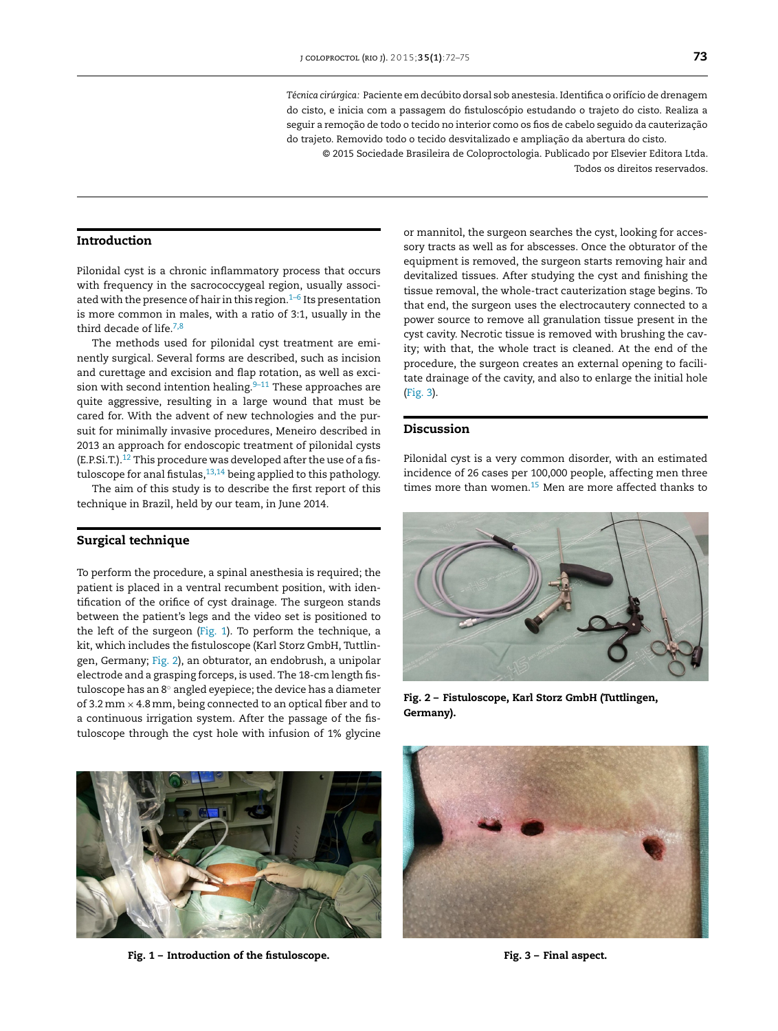*Técnica cirúrgica:* Paciente em decúbito dorsal sob anestesia. Identifica o orifício de drenagem do cisto, e inicia com a passagem do fistuloscópio estudando o trajeto do cisto. Realiza a seguir a remoção de todo o tecido no interior como os fios de cabelo seguido da cauterização do trajeto. Removido todo o tecido desvitalizado e ampliação da abertura do cisto.

© 2015 Sociedade Brasileira de Coloproctologia. Publicado por Elsevier Editora Ltda. Todos os direitos reservados.

## Introduction

Pilonidal cyst is a chronic inflammatory process that occurs with frequency in the sacrococcygeal region, usually associated with the presence of hair in this region.[1–6] Its presentation is more common in males, with a ratio of 3:1, usually in the third decade of life.[7,8]

The methods used for pilonidal cyst treatment are eminently surgical. Several forms are described, such as incision and curettage and excision and flap rotation, as well as excision with second intention healing.[9–11] These approaches are quite aggressive, resulting in a large wound that must be cared for. With the advent of new technologies and the pursuit for minimally invasive procedures, Meneiro described in 2013 an approach for endoscopic treatment of pilonidal cysts (E.P.Si.T.).[12] This procedure was developed after the use of a fistuloscope for anal fistulas,[13,14] being applied to this pathology.

The aim of this study is to describe the first report of this technique in Brazil, held by our team, in June 2014.

## Surgical technique

To perform the procedure, a spinal anesthesia is required; the patient is placed in a ventral recumbent position, with identification of the orifice of cyst drainage. The surgeon stands between the patient's legs and the video set is positioned to the left of the surgeon (Fig. 1). To perform the technique, a kit, which includes the fistuloscope (Karl Storz GmbH, Tuttlingen, Germany; Fig. 2), an obturator, an endobrush, a unipolar electrode and a grasping forceps, is used. The 18-cm length fistuloscope has an 8° angled eyepiece; the device has a diameter of 3.2 mm × 4.8 mm, being connected to an optical fiber and to a continuous irrigation system. After the passage of the fistuloscope through the cyst hole with infusion of 1% glycine or mannitol, the surgeon searches the cyst, looking for accessory tracts as well as for abscesses. Once the obturator of the equipment is removed, the surgeon starts removing hair and devitalized tissues. After studying the cyst and finishing the tissue removal, the whole-tract cauterization stage begins. To that end, the surgeon uses the electrocautery connected to a power source to remove all granulation tissue present in the cyst cavity. Necrotic tissue is removed with brushing the cavity; with that, the whole tract is cleaned. At the end of the procedure, the surgeon creates an external opening to facilitate drainage of the cavity, and also to enlarge the initial hole (Fig. 3).

**Fig. 1 – Introduction of the fistuloscope.**

**Fig. 2 – Fistuloscope, Karl Storz GmbH (Tuttlingen, Germany).**

**Fig. 3 – Final aspect.**

## Discussion

Pilonidal cyst is a very common disorder, with an estimated incidence of 26 cases per 100,000 people, affecting men three times more than women.[15] Men are more affected thanks to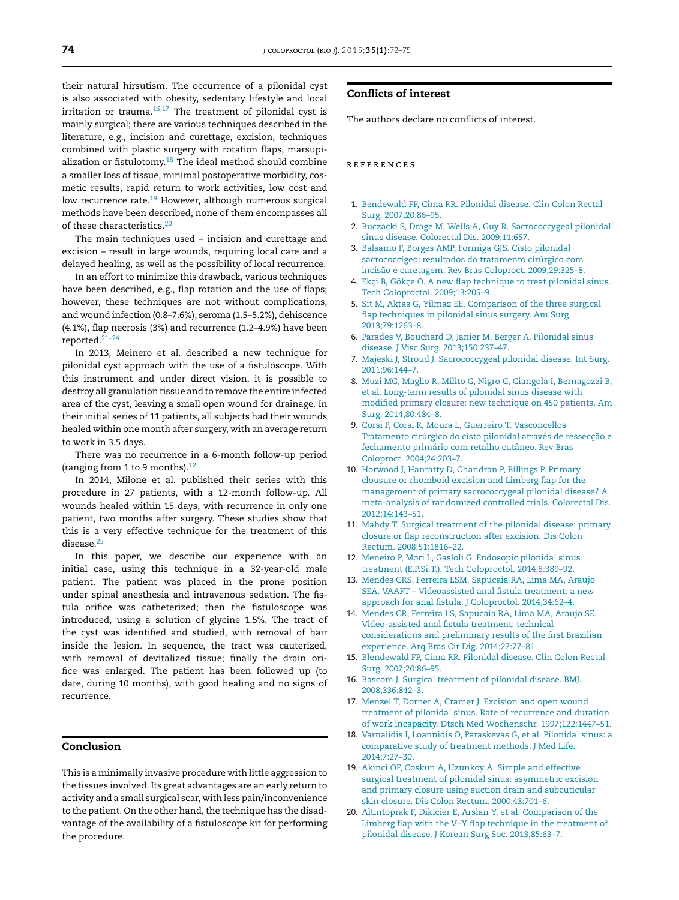their natural hirsutism. The occurrence of a pilonidal cyst is also associated with obesity, sedentary lifestyle and local irritation or trauma.[16,17] The treatment of pilonidal cyst is mainly surgical; there are various techniques described in the literature, e.g., incision and curettage, excision, techniques combined with plastic surgery with rotation flaps, marsupialization or fistulotomy.[18] The ideal method should combine a smaller loss of tissue, minimal postoperative morbidity, cosmetic results, rapid return to work activities, low cost and low recurrence rate.[19] However, although numerous surgical methods have been described, none of them encompasses all of these characteristics.[20]

The main techniques used – incision and curettage and excision – result in large wounds, requiring local care and a delayed healing, as well as the possibility of local recurrence.

In an effort to minimize this drawback, various techniques have been described, e.g., flap rotation and the use of flaps; however, these techniques are not without complications, and wound infection (0.8–7.6%), seroma (1.5–5.2%), dehiscence (4.1%), flap necrosis (3%) and recurrence (1.2–4.9%) have been reported.[21–24]

In 2013, Meinero et al. described a new technique for pilonidal cyst approach with the use of a fistuloscope. With this instrument and under direct vision, it is possible to destroy all granulation tissue and to remove the entire infected area of the cyst, leaving a small open wound for drainage. In their initial series of 11 patients, all subjects had their wounds healed within one month after surgery, with an average return to work in 3.5 days.

There was no recurrence in a 6-month follow-up period (ranging from 1 to 9 months).[12]

In 2014, Milone et al. published their series with this procedure in 27 patients, with a 12-month follow-up. All wounds healed within 15 days, with recurrence in only one patient, two months after surgery. These studies show that this is a very effective technique for the treatment of this disease.[25]

In this paper, we describe our experience with an initial case, using this technique in a 32-year-old male patient. The patient was placed in the prone position under spinal anesthesia and intravenous sedation. The fistula orifice was catheterized; then the fistuloscope was introduced, using a solution of glycine 1.5%. The tract of the cyst was identified and studied, with removal of hair inside the lesion. In sequence, the tract was cauterized, with removal of devitalized tissue; finally the drain orifice was enlarged. The patient has been followed up (to date, during 10 months), with good healing and no signs of recurrence.

## Conclusion

This is a minimally invasive procedure with little aggression to the tissues involved. Its great advantages are an early return to activity and a small surgical scar, with less pain/inconvenience to the patient. On the other hand, the technique has the disadvantage of the availability of a fistuloscope kit for performing the procedure.

## Conflicts of interest

The authors declare no conflicts of interest.

## REFERENCES

1. Bendewald FP, Cima RR. Pilonidal disease. Clin Colon Rectal Surg. 2007;20:86–95.
2. Buczacki S, Drage M, Wells A, Guy R. Sacrococcygeal pilonidal sinus disease. Colorectal Dis. 2009;11:657.
3. Balsamo F, Borges AMP, Formiga GJS. Cisto pilonidal sacrococcígeo: resultados do tratamento cirúrgico com incisão e curetagem. Rev Bras Coloproct. 2009;29:325–8.
4. Ekçi B, Gökçe O. A new flap technique to treat pilonidal sinus. Tech Coloproctol. 2009;13:205–9.
5. Sit M, Aktas G, Yilmaz EE. Comparison of the three surgical flap techniques in pilonidal sinus surgery. Am Surg. 2013;79:1263–8.
6. Parades V, Bouchard D, Janier M, Berger A. Pilonidal sinus disease. J Visc Surg. 2013;150:237–47.
7. Majeski J, Stroud J. Sacrococcygeal pilonidal disease. Int Surg. 2011;96:144–7.
8. Muzi MG, Maglio R, Milito G, Nigro C, Ciangola I, Bernagozzi B, et al. Long-term results of pilonidal sinus disease with modified primary closure: new technique on 450 patients. Am Surg. 2014;80:484–8.
9. Corsi P, Corsi R, Moura L, Guerreiro T. Vasconcellos Tratamento cirúrgico do cisto pilonidal através de ressecção e fechamento primário com retalho cutâneo. Rev Bras Coloproct. 2004;24:203–7.
10. Horwood J, Hanratty D, Chandran P, Billings P. Primary clousure or rhomboid excision and Limberg flap for the management of primary sacrococcygeal pilonidal disease? A meta-analysis of randomized controlled trials. Colorectal Dis. 2012;14:143–51.
11. Mahdy T. Surgical treatment of the pilonidal disease: primary closure or flap reconstruction after excision. Dis Colon Rectum. 2008;51:1816–22.
12. Meneiro P, Mori L, Gasloli G. Endosopic pilonidal sinus treatment (E.P.Si.T.). Tech Coloproctol. 2014;8:389–92.
13. Mendes CRS, Ferreira LSM, Sapucaia RA, Lima MA, Araujo SEA. VAAFT – Videoassisted anal fistula treatment: a new approach for anal fistula. J Coloproctol. 2014;34:62–4.
14. Mendes CR, Ferreira LS, Sapucaia RA, Lima MA, Araujo SE. Video-assisted anal fistula treatment: technical considerations and preliminary results of the first Brazilian experience. Arq Bras Cir Dig. 2014;27:77–81.
15. Blendewald FP, Cima RR. Pilonidal disease. Clin Colon Rectal Surg. 2007;20:86–95.
16. Bascom J. Surgical treatment of pilonidal disease. BMJ. 2008;336:842–3.
17. Menzel T, Dorner A, Cramer J. Excision and open wound treatment of pilonidal sinus. Rate of recurrence and duration of work incapacity. Dtsch Med Wochenschr. 1997;122:1447–51.
18. Varnalidis I, Loannidis O, Paraskevas G, et al. Pilonidal sinus: a comparative study of treatment methods. J Med Life. 2014;7:27–30.
19. Akinci OF, Coskun A, Uzunkoy A. Simple and effective surgical treatment of pilonidal sinus: asymmetric excision and primary closure using suction drain and subcuticular skin closure. Dis Colon Rectum. 2000;43:701–6.
20. Altintoprak F, Dikicier E, Arslan Y, et al. Comparison of the Limberg flap with the V–Y flap technique in the treatment of pilonidal disease. J Korean Surg Soc. 2013;85:63–7.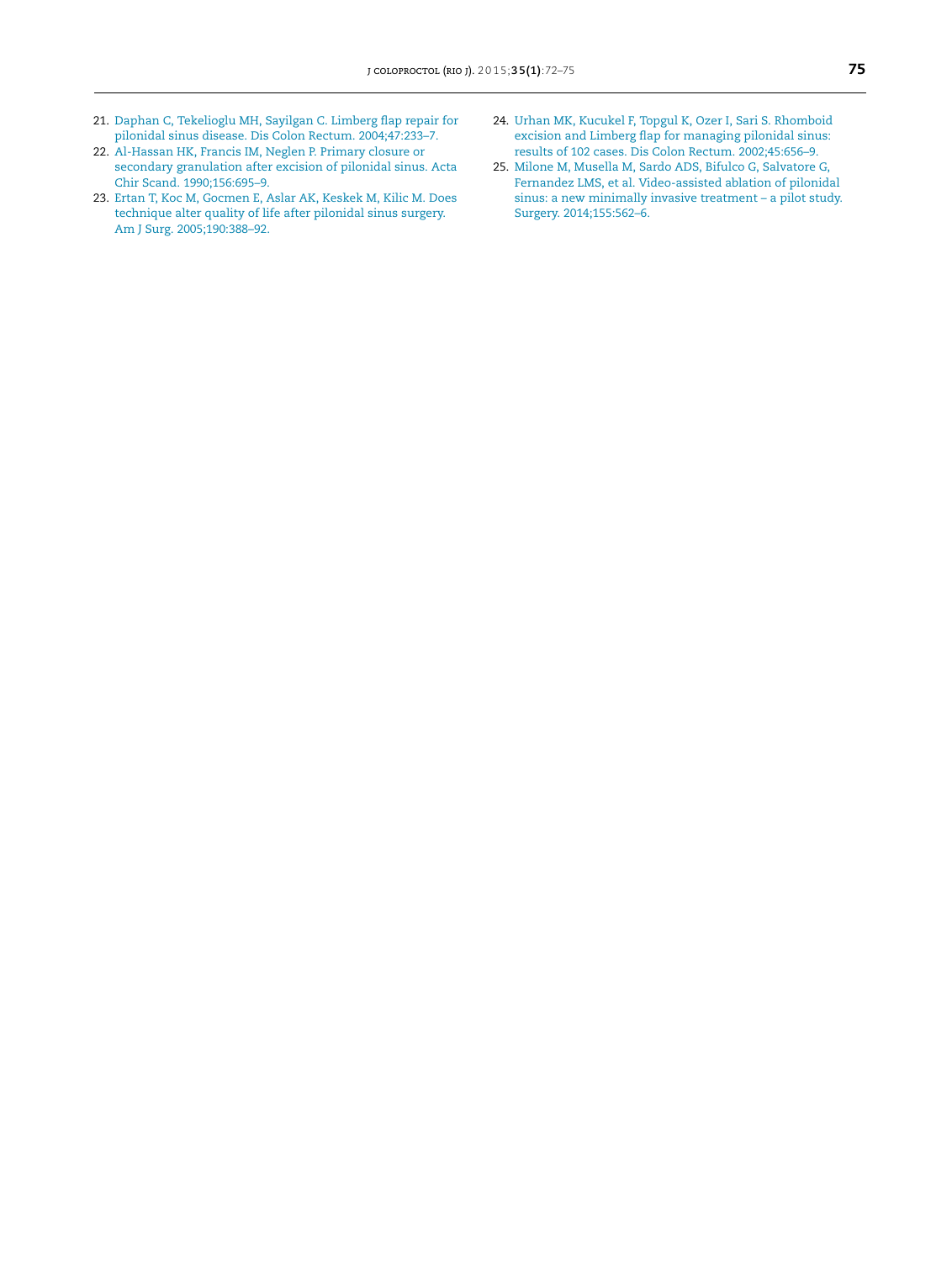21. Daphan C, Tekelioglu MH, Sayilgan C. Limberg flap repair for pilonidal sinus disease. Dis Colon Rectum. 2004;47:233–7.
22. Al-Hassan HK, Francis IM, Neglen P. Primary closure or secondary granulation after excision of pilonidal sinus. Acta Chir Scand. 1990;156:695–9.
23. Ertan T, Koc M, Gocmen E, Aslar AK, Keskek M, Kilic M. Does technique alter quality of life after pilonidal sinus surgery. Am J Surg. 2005;190:388–92.
24. Urhan MK, Kucukel F, Topgul K, Ozer I, Sari S. Rhomboid excision and Limberg flap for managing pilonidal sinus: results of 102 cases. Dis Colon Rectum. 2002;45:656–9.
25. Milone M, Musella M, Sardo ADS, Bifulco G, Salvatore G, Fernandez LMS, et al. Video-assisted ablation of pilonidal sinus: a new minimally invasive treatment – a pilot study. Surgery. 2014;155:562–6.